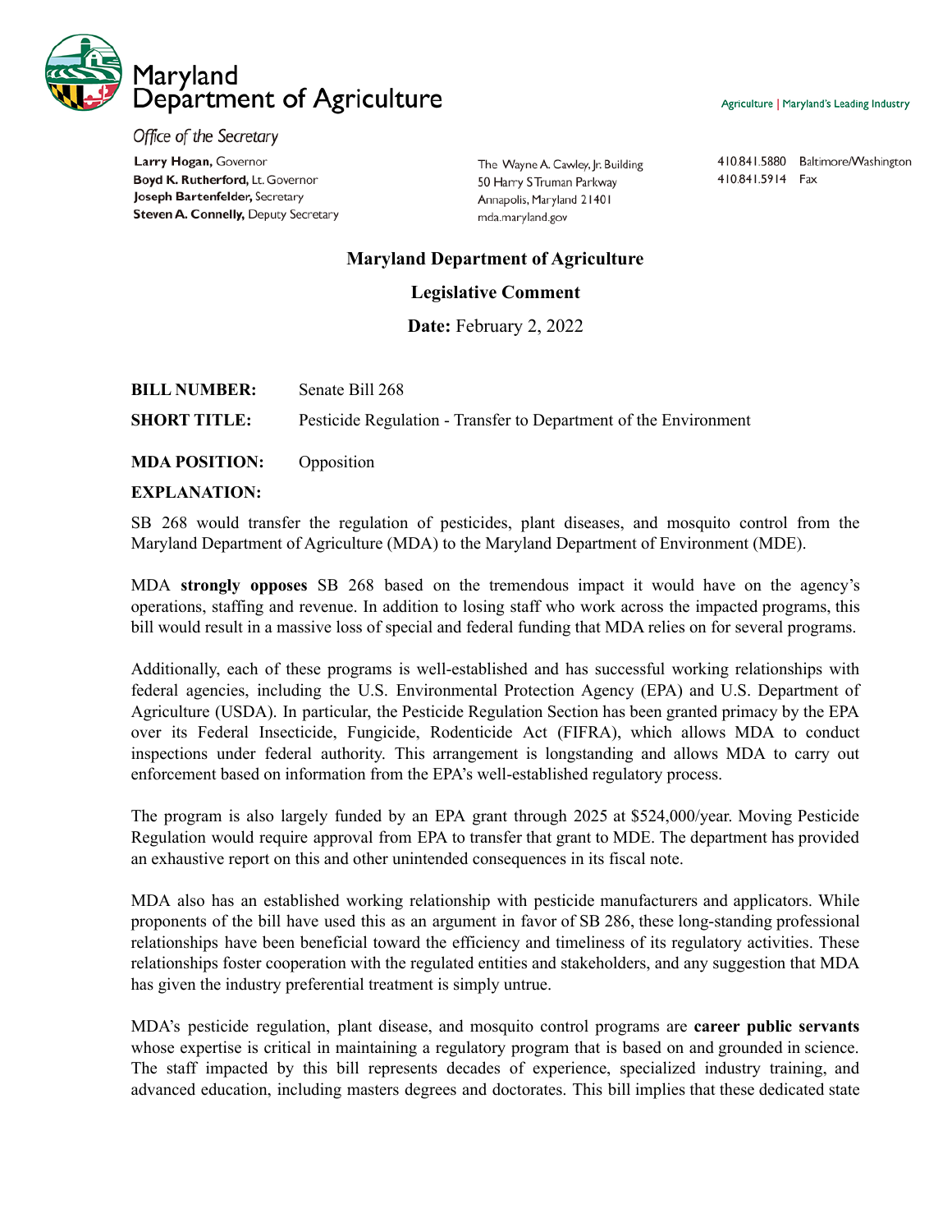# Maryland Department of Agriculture

*Office of the Secretary*

**Larry Hogan,** Governor
**Boyd K. Rutherford,** Lt. Governor
**Joseph Bartenfelder,** Secretary
**Steven A. Connelly,** Deputy Secretary

The Wayne A. Cawley, Jr. Building
50 Harry S Truman Parkway
Annapolis, Maryland 21401
mda.maryland.gov

410.841.5880 Baltimore/Washington
410.841.5914 Fax

Agriculture | Maryland's Leading Industry

## Maryland Department of Agriculture

## Legislative Comment

**Date:** February 2, 2022

**BILL NUMBER:** Senate Bill 268

**SHORT TITLE:** Pesticide Regulation - Transfer to Department of the Environment

**MDA POSITION:** Opposition

**EXPLANATION:**

SB 268 would transfer the regulation of pesticides, plant diseases, and mosquito control from the Maryland Department of Agriculture (MDA) to the Maryland Department of Environment (MDE).

MDA **strongly opposes** SB 268 based on the tremendous impact it would have on the agency's operations, staffing and revenue. In addition to losing staff who work across the impacted programs, this bill would result in a massive loss of special and federal funding that MDA relies on for several programs.

Additionally, each of these programs is well-established and has successful working relationships with federal agencies, including the U.S. Environmental Protection Agency (EPA) and U.S. Department of Agriculture (USDA). In particular, the Pesticide Regulation Section has been granted primacy by the EPA over its Federal Insecticide, Fungicide, Rodenticide Act (FIFRA), which allows MDA to conduct inspections under federal authority. This arrangement is longstanding and allows MDA to carry out enforcement based on information from the EPA's well-established regulatory process.

The program is also largely funded by an EPA grant through 2025 at $524,000/year. Moving Pesticide Regulation would require approval from EPA to transfer that grant to MDE. The department has provided an exhaustive report on this and other unintended consequences in its fiscal note.

MDA also has an established working relationship with pesticide manufacturers and applicators. While proponents of the bill have used this as an argument in favor of SB 286, these long-standing professional relationships have been beneficial toward the efficiency and timeliness of its regulatory activities. These relationships foster cooperation with the regulated entities and stakeholders, and any suggestion that MDA has given the industry preferential treatment is simply untrue.

MDA's pesticide regulation, plant disease, and mosquito control programs are **career public servants** whose expertise is critical in maintaining a regulatory program that is based on and grounded in science. The staff impacted by this bill represents decades of experience, specialized industry training, and advanced education, including masters degrees and doctorates. This bill implies that these dedicated state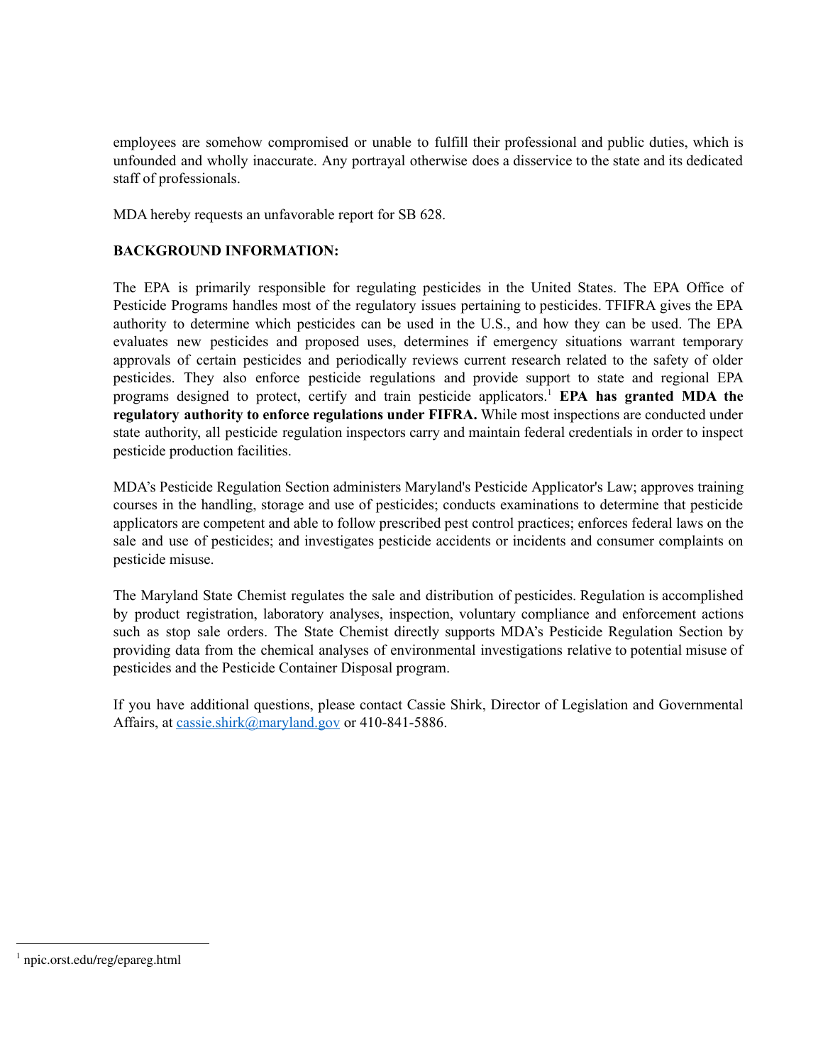employees are somehow compromised or unable to fulfill their professional and public duties, which is unfounded and wholly inaccurate. Any portrayal otherwise does a disservice to the state and its dedicated staff of professionals.

MDA hereby requests an unfavorable report for SB 628.

**BACKGROUND INFORMATION:**

The EPA is primarily responsible for regulating pesticides in the United States. The EPA Office of Pesticide Programs handles most of the regulatory issues pertaining to pesticides. TFIFRA gives the EPA authority to determine which pesticides can be used in the U.S., and how they can be used. The EPA evaluates new pesticides and proposed uses, determines if emergency situations warrant temporary approvals of certain pesticides and periodically reviews current research related to the safety of older pesticides. They also enforce pesticide regulations and provide support to state and regional EPA programs designed to protect, certify and train pesticide applicators.[1] **EPA has granted MDA the regulatory authority to enforce regulations under FIFRA.** While most inspections are conducted under state authority, all pesticide regulation inspectors carry and maintain federal credentials in order to inspect pesticide production facilities.

MDA's Pesticide Regulation Section administers Maryland's Pesticide Applicator's Law; approves training courses in the handling, storage and use of pesticides; conducts examinations to determine that pesticide applicators are competent and able to follow prescribed pest control practices; enforces federal laws on the sale and use of pesticides; and investigates pesticide accidents or incidents and consumer complaints on pesticide misuse.

The Maryland State Chemist regulates the sale and distribution of pesticides. Regulation is accomplished by product registration, laboratory analyses, inspection, voluntary compliance and enforcement actions such as stop sale orders. The State Chemist directly supports MDA's Pesticide Regulation Section by providing data from the chemical analyses of environmental investigations relative to potential misuse of pesticides and the Pesticide Container Disposal program.

If you have additional questions, please contact Cassie Shirk, Director of Legislation and Governmental Affairs, at cassie.shirk@maryland.gov or 410-841-5886.

[1] npic.orst.edu/reg/epareg.html